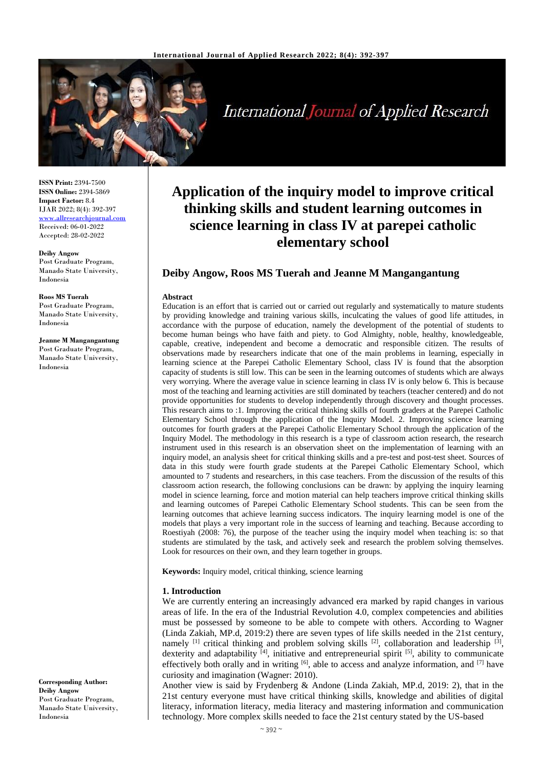**ISSN Print:** 2394-7500
**ISSN Online:** 2394-5869
**Impact Factor:** 8.4
IJAR 2022; 8(4): 392-397
www.allresearchjournal.com
Received: 06-01-2022
Accepted: 28-02-2022

**Deiby Angow**
Post Graduate Program, Manado State University, Indonesia

**Roos MS Tuerah**
Post Graduate Program, Manado State University, Indonesia

**Jeanne M Mangangantung**
Post Graduate Program, Manado State University, Indonesia

**Corresponding Author:**
**Deiby Angow**
Post Graduate Program, Manado State University, Indonesia

# Application of the inquiry model to improve critical thinking skills and student learning outcomes in science learning in class IV at parepei catholic elementary school

## Deiby Angow, Roos MS Tuerah and Jeanne M Mangangantung

### Abstract

Education is an effort that is carried out or carried out regularly and systematically to mature students by providing knowledge and training various skills, inculcating the values of good life attitudes, in accordance with the purpose of education, namely the development of the potential of students to become human beings who have faith and piety. to God Almighty, noble, healthy, knowledgeable, capable, creative, independent and become a democratic and responsible citizen. The results of observations made by researchers indicate that one of the main problems in learning, especially in learning science at the Parepei Catholic Elementary School, class IV is found that the absorption capacity of students is still low. This can be seen in the learning outcomes of students which are always very worrying. Where the average value in science learning in class IV is only below 6. This is because most of the teaching and learning activities are still dominated by teachers (teacher centered) and do not provide opportunities for students to develop independently through discovery and thought processes. This research aims to :1. Improving the critical thinking skills of fourth graders at the Parepei Catholic Elementary School through the application of the Inquiry Model. 2. Improving science learning outcomes for fourth graders at the Parepei Catholic Elementary School through the application of the Inquiry Model. The methodology in this research is a type of classroom action research, the research instrument used in this research is an observation sheet on the implementation of learning with an inquiry model, an analysis sheet for critical thinking skills and a pre-test and post-test sheet. Sources of data in this study were fourth grade students at the Parepei Catholic Elementary School, which amounted to 7 students and researchers, in this case teachers. From the discussion of the results of this classroom action research, the following conclusions can be drawn: by applying the inquiry learning model in science learning, force and motion material can help teachers improve critical thinking skills and learning outcomes of Parepei Catholic Elementary School students. This can be seen from the learning outcomes that achieve learning success indicators. The inquiry learning model is one of the models that plays a very important role in the success of learning and teaching. Because according to Roestiyah (2008: 76), the purpose of the teacher using the inquiry model when teaching is: so that students are stimulated by the task, and actively seek and research the problem solving themselves. Look for resources on their own, and they learn together in groups.

**Keywords:** Inquiry model, critical thinking, science learning

### 1. Introduction

We are currently entering an increasingly advanced era marked by rapid changes in various areas of life. In the era of the Industrial Revolution 4.0, complex competencies and abilities must be possessed by someone to be able to compete with others. According to Wagner (Linda Zakiah, MP.d, 2019:2) there are seven types of life skills needed in the 21st century, namely [1] critical thinking and problem solving skills [2], collaboration and leadership [3], dexterity and adaptability [4], initiative and entrepreneurial spirit [5], ability to communicate effectively both orally and in writing [6], able to access and analyze information, and [7] have curiosity and imagination (Wagner: 2010).

Another view is said by Frydenberg & Andone (Linda Zakiah, MP.d, 2019: 2), that in the 21st century everyone must have critical thinking skills, knowledge and abilities of digital literacy, information literacy, media literacy and mastering information and communication technology. More complex skills needed to face the 21st century stated by the US-based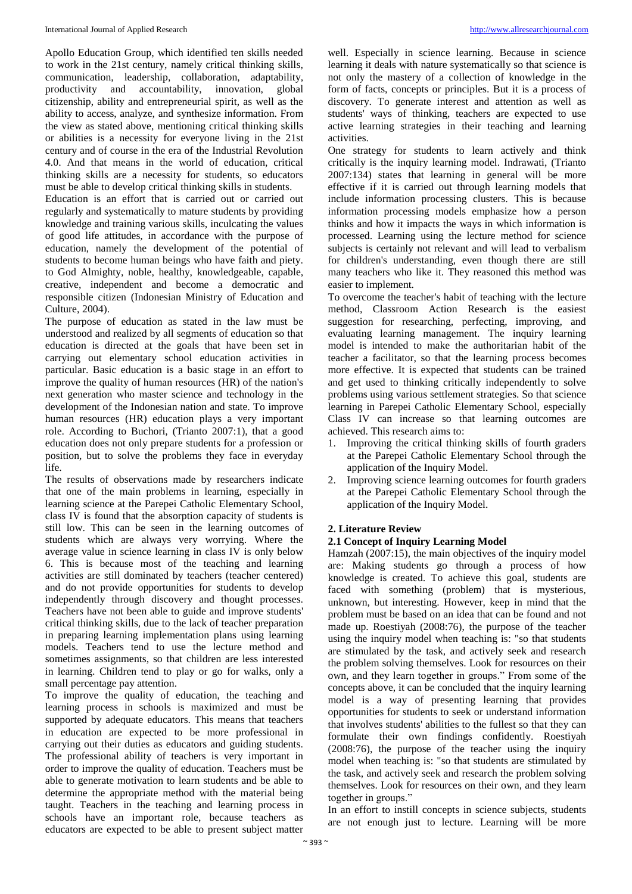Apollo Education Group, which identified ten skills needed to work in the 21st century, namely critical thinking skills, communication, leadership, collaboration, adaptability, productivity and accountability, innovation, global citizenship, ability and entrepreneurial spirit, as well as the ability to access, analyze, and synthesize information. From the view as stated above, mentioning critical thinking skills or abilities is a necessity for everyone living in the 21st century and of course in the era of the Industrial Revolution 4.0. And that means in the world of education, critical thinking skills are a necessity for students, so educators must be able to develop critical thinking skills in students.

Education is an effort that is carried out or carried out regularly and systematically to mature students by providing knowledge and training various skills, inculcating the values of good life attitudes, in accordance with the purpose of education, namely the development of the potential of students to become human beings who have faith and piety. to God Almighty, noble, healthy, knowledgeable, capable, creative, independent and become a democratic and responsible citizen (Indonesian Ministry of Education and Culture, 2004).

The purpose of education as stated in the law must be understood and realized by all segments of education so that education is directed at the goals that have been set in carrying out elementary school education activities in particular. Basic education is a basic stage in an effort to improve the quality of human resources (HR) of the nation's next generation who master science and technology in the development of the Indonesian nation and state. To improve human resources (HR) education plays a very important role. According to Buchori, (Trianto 2007:1), that a good education does not only prepare students for a profession or position, but to solve the problems they face in everyday life.

The results of observations made by researchers indicate that one of the main problems in learning, especially in learning science at the Parepei Catholic Elementary School, class IV is found that the absorption capacity of students is still low. This can be seen in the learning outcomes of students which are always very worrying. Where the average value in science learning in class IV is only below 6. This is because most of the teaching and learning activities are still dominated by teachers (teacher centered) and do not provide opportunities for students to develop independently through discovery and thought processes. Teachers have not been able to guide and improve students' critical thinking skills, due to the lack of teacher preparation in preparing learning implementation plans using learning models. Teachers tend to use the lecture method and sometimes assignments, so that children are less interested in learning. Children tend to play or go for walks, only a small percentage pay attention.

To improve the quality of education, the teaching and learning process in schools is maximized and must be supported by adequate educators. This means that teachers in education are expected to be more professional in carrying out their duties as educators and guiding students. The professional ability of teachers is very important in order to improve the quality of education. Teachers must be able to generate motivation to learn students and be able to determine the appropriate method with the material being taught. Teachers in the teaching and learning process in schools have an important role, because teachers as educators are expected to be able to present subject matter well. Especially in science learning. Because in science learning it deals with nature systematically so that science is not only the mastery of a collection of knowledge in the form of facts, concepts or principles. But it is a process of discovery. To generate interest and attention as well as students' ways of thinking, teachers are expected to use active learning strategies in their teaching and learning activities.

One strategy for students to learn actively and think critically is the inquiry learning model. Indrawati, (Trianto 2007:134) states that learning in general will be more effective if it is carried out through learning models that include information processing clusters. This is because information processing models emphasize how a person thinks and how it impacts the ways in which information is processed. Learning using the lecture method for science subjects is certainly not relevant and will lead to verbalism for children's understanding, even though there are still many teachers who like it. They reasoned this method was easier to implement.

To overcome the teacher's habit of teaching with the lecture method, Classroom Action Research is the easiest suggestion for researching, perfecting, improving, and evaluating learning management. The inquiry learning model is intended to make the authoritarian habit of the teacher a facilitator, so that the learning process becomes more effective. It is expected that students can be trained and get used to thinking critically independently to solve problems using various settlement strategies. So that science learning in Parepei Catholic Elementary School, especially Class IV can increase so that learning outcomes are achieved. This research aims to:

1. Improving the critical thinking skills of fourth graders at the Parepei Catholic Elementary School through the application of the Inquiry Model.
2. Improving science learning outcomes for fourth graders at the Parepei Catholic Elementary School through the application of the Inquiry Model.

## 2. Literature Review

### 2.1 Concept of Inquiry Learning Model

Hamzah (2007:15), the main objectives of the inquiry model are: Making students go through a process of how knowledge is created. To achieve this goal, students are faced with something (problem) that is mysterious, unknown, but interesting. However, keep in mind that the problem must be based on an idea that can be found and not made up. Roestiyah (2008:76), the purpose of the teacher using the inquiry model when teaching is: "so that students are stimulated by the task, and actively seek and research the problem solving themselves. Look for resources on their own, and they learn together in groups." From some of the concepts above, it can be concluded that the inquiry learning model is a way of presenting learning that provides opportunities for students to seek or understand information that involves students' abilities to the fullest so that they can formulate their own findings confidently. Roestiyah (2008:76), the purpose of the teacher using the inquiry model when teaching is: "so that students are stimulated by the task, and actively seek and research the problem solving themselves. Look for resources on their own, and they learn together in groups."

In an effort to instill concepts in science subjects, students are not enough just to lecture. Learning will be more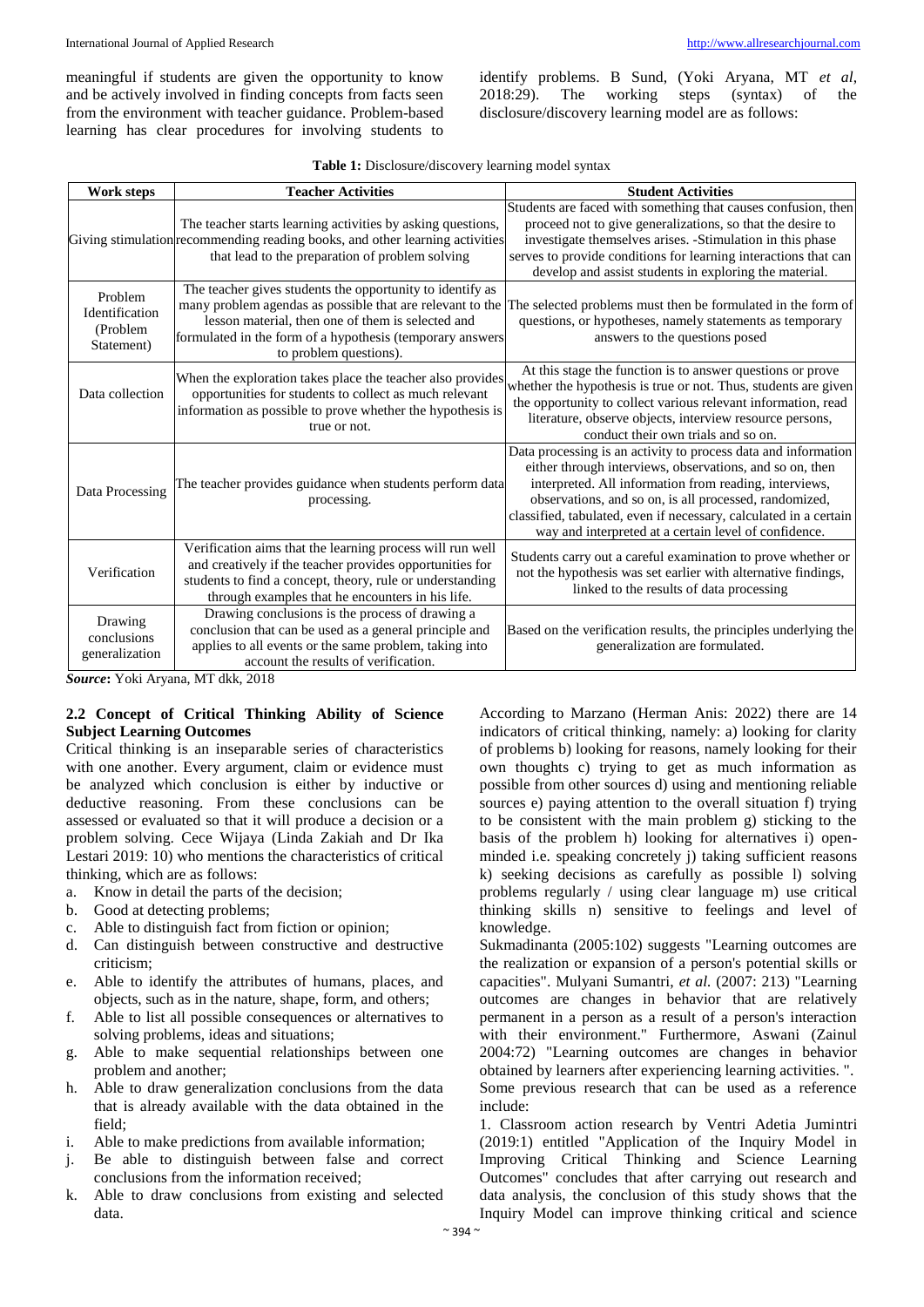meaningful if students are given the opportunity to know and be actively involved in finding concepts from facts seen from the environment with teacher guidance. Problem-based learning has clear procedures for involving students to identify problems. B Sund, (Yoki Aryana, MT *et al*, 2018:29). The working steps (syntax) of the disclosure/discovery learning model are as follows:

**Table 1:** Disclosure/discovery learning model syntax

| Work steps | Teacher Activities | Student Activities |
|---|---|---|
| Giving stimulation | The teacher starts learning activities by asking questions, recommending reading books, and other learning activities that lead to the preparation of problem solving | Students are faced with something that causes confusion, then proceed not to give generalizations, so that the desire to investigate themselves arises. -Stimulation in this phase serves to provide conditions for learning interactions that can develop and assist students in exploring the material. |
| Problem Identification (Problem Statement) | The teacher gives students the opportunity to identify as many problem agendas as possible that are relevant to the lesson material, then one of them is selected and formulated in the form of a hypothesis (temporary answers to problem questions). | The selected problems must then be formulated in the form of questions, or hypotheses, namely statements as temporary answers to the questions posed |
| Data collection | When the exploration takes place the teacher also provides opportunities for students to collect as much relevant information as possible to prove whether the hypothesis is true or not. | At this stage the function is to answer questions or prove whether the hypothesis is true or not. Thus, students are given the opportunity to collect various relevant information, read literature, observe objects, interview resource persons, conduct their own trials and so on. |
| Data Processing | The teacher provides guidance when students perform data processing. | Data processing is an activity to process data and information either through interviews, observations, and so on, then interpreted. All information from reading, interviews, observations, and so on, is all processed, randomized, classified, tabulated, even if necessary, calculated in a certain way and interpreted at a certain level of confidence. |
| Verification | Verification aims that the learning process will run well and creatively if the teacher provides opportunities for students to find a concept, theory, rule or understanding through examples that he encounters in his life. | Students carry out a careful examination to prove whether or not the hypothesis was set earlier with alternative findings, linked to the results of data processing |
| Drawing conclusions generalization | Drawing conclusions is the process of drawing a conclusion that can be used as a general principle and applies to all events or the same problem, taking into account the results of verification. | Based on the verification results, the principles underlying the generalization are formulated. |

***Source*:** Yoki Aryana, MT dkk, 2018

### 2.2 Concept of Critical Thinking Ability of Science Subject Learning Outcomes

Critical thinking is an inseparable series of characteristics with one another. Every argument, claim or evidence must be analyzed which conclusion is either by inductive or deductive reasoning. From these conclusions can be assessed or evaluated so that it will produce a decision or a problem solving. Cece Wijaya (Linda Zakiah and Dr Ika Lestari 2019: 10) who mentions the characteristics of critical thinking, which are as follows:

a. Know in detail the parts of the decision;
b. Good at detecting problems;
c. Able to distinguish fact from fiction or opinion;
d. Can distinguish between constructive and destructive criticism;
e. Able to identify the attributes of humans, places, and objects, such as in the nature, shape, form, and others;
f. Able to list all possible consequences or alternatives to solving problems, ideas and situations;
g. Able to make sequential relationships between one problem and another;
h. Able to draw generalization conclusions from the data that is already available with the data obtained in the field;
i. Able to make predictions from available information;
j. Be able to distinguish between false and correct conclusions from the information received;
k. Able to draw conclusions from existing and selected data.

According to Marzano (Herman Anis: 2022) there are 14 indicators of critical thinking, namely: a) looking for clarity of problems b) looking for reasons, namely looking for their own thoughts c) trying to get as much information as possible from other sources d) using and mentioning reliable sources e) paying attention to the overall situation f) trying to be consistent with the main problem g) sticking to the basis of the problem h) looking for alternatives i) open-minded i.e. speaking concretely j) taking sufficient reasons k) seeking decisions as carefully as possible l) solving problems regularly / using clear language m) use critical thinking skills n) sensitive to feelings and level of knowledge.

Sukmadinanta (2005:102) suggests "Learning outcomes are the realization or expansion of a person's potential skills or capacities". Mulyani Sumantri, *et al.* (2007: 213) "Learning outcomes are changes in behavior that are relatively permanent in a person as a result of a person's interaction with their environment." Furthermore, Aswani (Zainul 2004:72) "Learning outcomes are changes in behavior obtained by learners after experiencing learning activities. ".

Some previous research that can be used as a reference include:

1. Classroom action research by Ventri Adetia Jumintri (2019:1) entitled "Application of the Inquiry Model in Improving Critical Thinking and Science Learning Outcomes" concludes that after carrying out research and data analysis, the conclusion of this study shows that the Inquiry Model can improve thinking critical and science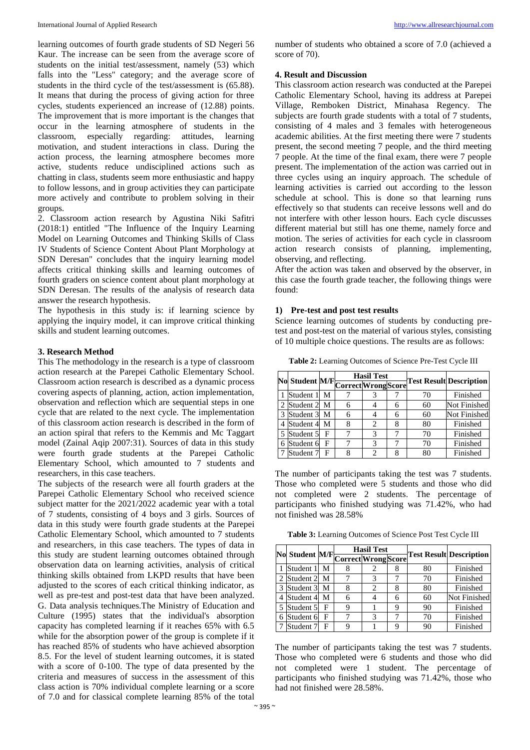learning outcomes of fourth grade students of SD Negeri 56 Kaur. The increase can be seen from the average score of students on the initial test/assessment, namely (53) which falls into the "Less" category; and the average score of students in the third cycle of the test/assessment is (65.88). It means that during the process of giving action for three cycles, students experienced an increase of (12.88) points. The improvement that is more important is the changes that occur in the learning atmosphere of students in the classroom, especially regarding: attitudes, learning motivation, and student interactions in class. During the action process, the learning atmosphere becomes more active, students reduce undisciplined actions such as chatting in class, students seem more enthusiastic and happy to follow lessons, and in group activities they can participate more actively and contribute to problem solving in their groups.

2. Classroom action research by Agustina Niki Safitri (2018:1) entitled "The Influence of the Inquiry Learning Model on Learning Outcomes and Thinking Skills of Class IV Students of Science Content About Plant Morphology at SDN Deresan" concludes that the inquiry learning model affects critical thinking skills and learning outcomes of fourth graders on science content about plant morphology at SDN Deresan. The results of the analysis of research data answer the research hypothesis.

The hypothesis in this study is: if learning science by applying the inquiry model, it can improve critical thinking skills and student learning outcomes.

### 3. Research Method

This The methodology in the research is a type of classroom action research at the Parepei Catholic Elementary School. Classroom action research is described as a dynamic process covering aspects of planning, action, action implementation, observation and reflection which are sequential steps in one cycle that are related to the next cycle. The implementation of this classroom action research is described in the form of an action spiral that refers to the Kemmis and Mc Taggart model (Zainal Aqip 2007:31). Sources of data in this study were fourth grade students at the Parepei Catholic Elementary School, which amounted to 7 students and researchers, in this case teachers.

The subjects of the research were all fourth graders at the Parepei Catholic Elementary School who received science subject matter for the 2021/2022 academic year with a total of 7 students, consisting of 4 boys and 3 girls. Sources of data in this study were fourth grade students at the Parepei Catholic Elementary School, which amounted to 7 students and researchers, in this case teachers. The types of data in this study are student learning outcomes obtained through observation data on learning activities, analysis of critical thinking skills obtained from LKPD results that have been adjusted to the scores of each critical thinking indicator, as well as pre-test and post-test data that have been analyzed. G. Data analysis techniques.The Ministry of Education and Culture (1995) states that the individual's absorption capacity has completed learning if it reaches 65% with 6.5 while for the absorption power of the group is complete if it has reached 85% of students who have achieved score 8.5. For the level of student learning outcomes, it is stated with a score of 0-100. The type of data presented by the criteria and measures of success in the assessment of this class action is 70% individual complete learning or a score of 7.0 and for classical complete learning 85% of the total number of students who obtained a score of 7.0 (achieved a score of 70).

### 4. Result and Discussion

This classroom action research was conducted at the Parepei Catholic Elementary School, having its address at Parepei Village, Remboken District, Minahasa Regency. The subjects are fourth grade students with a total of 7 students, consisting of 4 males and 3 females with heterogeneous academic abilities. At the first meeting there were 7 students present, the second meeting 7 people, and the third meeting 7 people. At the time of the final exam, there were 7 people present. The implementation of the action was carried out in three cycles using an inquiry approach. The schedule of learning activities is carried out according to the lesson schedule at school. This is done so that learning runs effectively so that students can receive lessons well and do not interfere with other lesson hours. Each cycle discusses different material but still has one theme, namely force and motion. The series of activities for each cycle in classroom action research consists of planning, implementing, observing, and reflecting.

After the action was taken and observed by the observer, in this case the fourth grade teacher, the following things were found:

#### 1) Pre-test and post test results

Science learning outcomes of students by conducting pre-test and post-test on the material of various styles, consisting of 10 multiple choice questions. The results are as follows:

**Table 2:** Learning Outcomes of Science Pre-Test Cycle III

| No | Student | M/F | Hasil Test | | | Test Result | Description |
|---|---|---|---|---|---|---|---|
| | | | Correct | Wrong | Score | | |
| 1 | Student 1 | M | 7 | 3 | 7 | 70 | Finished |
| 2 | Student 2 | M | 6 | 4 | 6 | 60 | Not Finished |
| 3 | Student 3 | M | 6 | 4 | 6 | 60 | Not Finished |
| 4 | Student 4 | M | 8 | 2 | 8 | 80 | Finished |
| 5 | Student 5 | F | 7 | 3 | 7 | 70 | Finished |
| 6 | Student 6 | F | 7 | 3 | 7 | 70 | Finished |
| 7 | Student 7 | F | 8 | 2 | 8 | 80 | Finished |

The number of participants taking the test was 7 students. Those who completed were 5 students and those who did not completed were 2 students. The percentage of participants who finished studying was 71.42%, who had not finished was 28.58%

**Table 3:** Learning Outcomes of Science Post Test Cycle III

| No | Student | M/F | Hasil Test | | | Test Result | Description |
|---|---|---|---|---|---|---|---|
| | | | Correct | Wrong | Score | | |
| 1 | Student 1 | M | 8 | 2 | 8 | 80 | Finished |
| 2 | Student 2 | M | 7 | 3 | 7 | 70 | Finished |
| 3 | Student 3 | M | 8 | 2 | 8 | 80 | Finished |
| 4 | Student 4 | M | 6 | 4 | 6 | 60 | Not Finished |
| 5 | Student 5 | F | 9 | 1 | 9 | 90 | Finished |
| 6 | Student 6 | F | 7 | 3 | 7 | 70 | Finished |
| 7 | Student 7 | F | 9 | 1 | 9 | 90 | Finished |

The number of participants taking the test was 7 students. Those who completed were 6 students and those who did not completed were 1 student. The percentage of participants who finished studying was 71.42%, those who had not finished were 28.58%.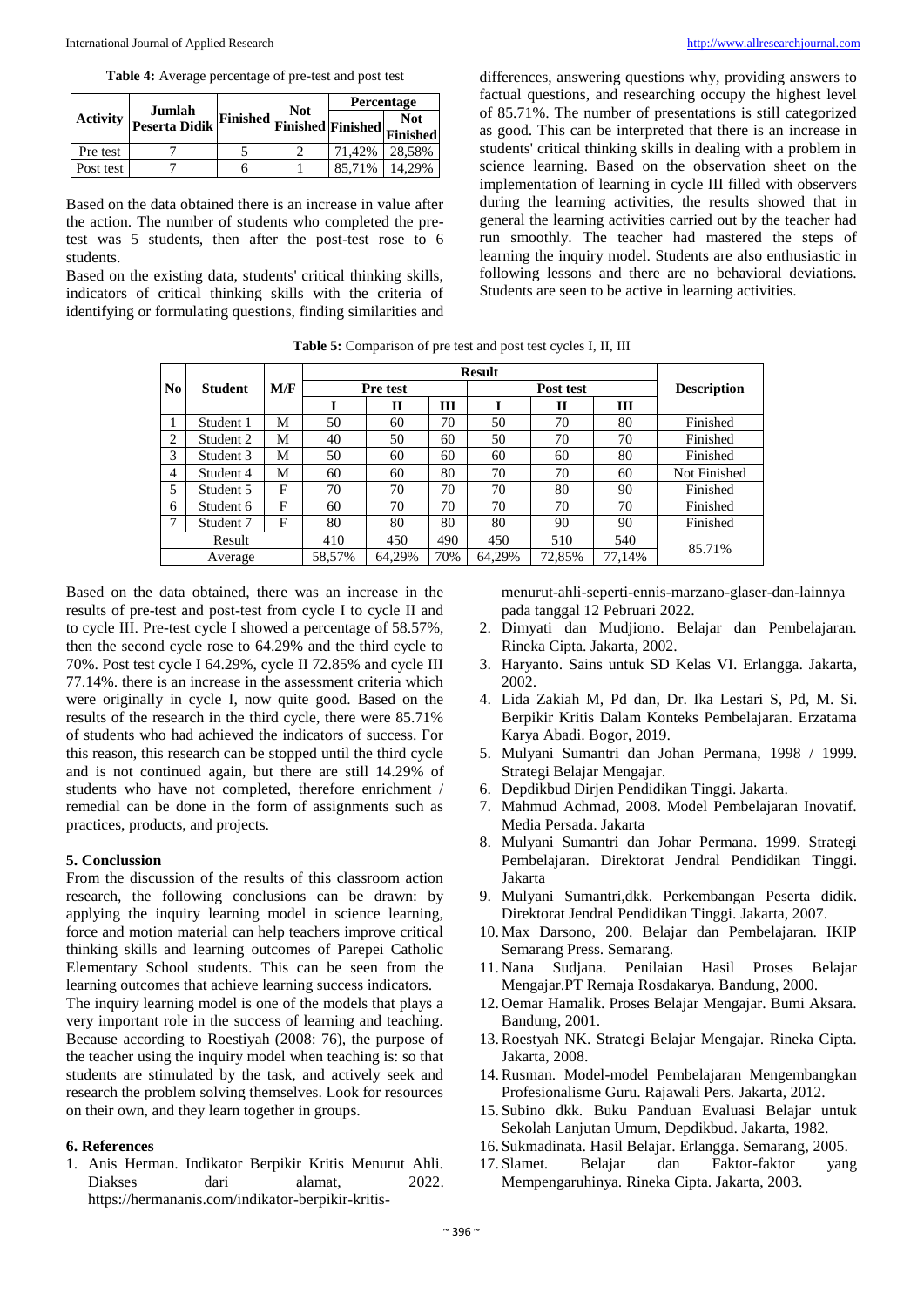**Table 4:** Average percentage of pre-test and post test

| Activity | Jumlah Peserta Didik | Finished | Not Finished | Percentage | |
|---|---|---|---|---|---|
| | | | | Finished | Not Finished |
| Pre test | 7 | 5 | 2 | 71,42% | 28,58% |
| Post test | 7 | 6 | 1 | 85,71% | 14,29% |

Based on the data obtained there is an increase in value after the action. The number of students who completed the pre-test was 5 students, then after the post-test rose to 6 students.

Based on the existing data, students' critical thinking skills, indicators of critical thinking skills with the criteria of identifying or formulating questions, finding similarities and differences, answering questions why, providing answers to factual questions, and researching occupy the highest level of 85.71%. The number of presentations is still categorized as good. This can be interpreted that there is an increase in students' critical thinking skills in dealing with a problem in science learning. Based on the observation sheet on the implementation of learning in cycle III filled with observers during the learning activities, the results showed that in general the learning activities carried out by the teacher had run smoothly. The teacher had mastered the steps of learning the inquiry model. Students are also enthusiastic in following lessons and there are no behavioral deviations. Students are seen to be active in learning activities.

**Table 5:** Comparison of pre test and post test cycles I, II, III

| No | Student | M/F | Result | | | | | | Description |
|---|---|---|---|---|---|---|---|---|---|
| | | | Pre test | | | Post test | | | |
| | | | I | II | III | I | II | III | |
| 1 | Student 1 | M | 50 | 60 | 70 | 50 | 70 | 80 | Finished |
| 2 | Student 2 | M | 40 | 50 | 60 | 50 | 70 | 70 | Finished |
| 3 | Student 3 | M | 50 | 60 | 60 | 60 | 60 | 80 | Finished |
| 4 | Student 4 | M | 60 | 60 | 80 | 70 | 70 | 60 | Not Finished |
| 5 | Student 5 | F | 70 | 70 | 70 | 70 | 80 | 90 | Finished |
| 6 | Student 6 | F | 60 | 70 | 70 | 70 | 70 | 70 | Finished |
| 7 | Student 7 | F | 80 | 80 | 80 | 80 | 90 | 90 | Finished |
| Result | | | 410 | 450 | 490 | 450 | 510 | 540 | 85.71% |
| Average | | | 58,57% | 64,29% | 70% | 64,29% | 72,85% | 77,14% | |

Based on the data obtained, there was an increase in the results of pre-test and post-test from cycle I to cycle II and to cycle III. Pre-test cycle I showed a percentage of 58.57%, then the second cycle rose to 64.29% and the third cycle to 70%. Post test cycle I 64.29%, cycle II 72.85% and cycle III 77.14%. there is an increase in the assessment criteria which were originally in cycle I, now quite good. Based on the results of the research in the third cycle, there were 85.71% of students who had achieved the indicators of success. For this reason, this research can be stopped until the third cycle and is not continued again, but there are still 14.29% of students who have not completed, therefore enrichment / remedial can be done in the form of assignments such as practices, products, and projects.

## 5. Conclussion

From the discussion of the results of this classroom action research, the following conclusions can be drawn: by applying the inquiry learning model in science learning, force and motion material can help teachers improve critical thinking skills and learning outcomes of Parepei Catholic Elementary School students. This can be seen from the learning outcomes that achieve learning success indicators.

The inquiry learning model is one of the models that plays a very important role in the success of learning and teaching. Because according to Roestiyah (2008: 76), the purpose of the teacher using the inquiry model when teaching is: so that students are stimulated by the task, and actively seek and research the problem solving themselves. Look for resources on their own, and they learn together in groups.

## 6. References

1. Anis Herman. Indikator Berpikir Kritis Menurut Ahli. Diakses dari alamat, 2022. https://hermananis.com/indikator-berpikir-kritis-menurut-ahli-seperti-ennis-marzano-glaser-dan-lainnya pada tanggal 12 Pebruari 2022.
2. Dimyati dan Mudjiono. Belajar dan Pembelajaran. Rineka Cipta. Jakarta, 2002.
3. Haryanto. Sains untuk SD Kelas VI. Erlangga. Jakarta, 2002.
4. Lida Zakiah M, Pd dan, Dr. Ika Lestari S, Pd, M. Si. Berpikir Kritis Dalam Konteks Pembelajaran. Erzatama Karya Abadi. Bogor, 2019.
5. Mulyani Sumantri dan Johan Permana, 1998 / 1999. Strategi Belajar Mengajar.
6. Depdikbud Dirjen Pendidikan Tinggi. Jakarta.
7. Mahmud Achmad, 2008. Model Pembelajaran Inovatif. Media Persada. Jakarta
8. Mulyani Sumantri dan Johar Permana. 1999. Strategi Pembelajaran. Direktorat Jendral Pendidikan Tinggi. Jakarta
9. Mulyani Sumantri,dkk. Perkembangan Peserta didik. Direktorat Jendral Pendidikan Tinggi. Jakarta, 2007.
10. Max Darsono, 200. Belajar dan Pembelajaran. IKIP Semarang Press. Semarang.
11. Nana Sudjana. Penilaian Hasil Proses Belajar Mengajar.PT Remaja Rosdakarya. Bandung, 2000.
12. Oemar Hamalik. Proses Belajar Mengajar. Bumi Aksara. Bandung, 2001.
13. Roestyah NK. Strategi Belajar Mengajar. Rineka Cipta. Jakarta, 2008.
14. Rusman. Model-model Pembelajaran Mengembangkan Profesionalisme Guru. Rajawali Pers. Jakarta, 2012.
15. Subino dkk. Buku Panduan Evaluasi Belajar untuk Sekolah Lanjutan Umum, Depdikbud. Jakarta, 1982.
16. Sukmadinata. Hasil Belajar. Erlangga. Semarang, 2005.
17. Slamet. Belajar dan Faktor-faktor yang Mempengaruhinya. Rineka Cipta. Jakarta, 2003.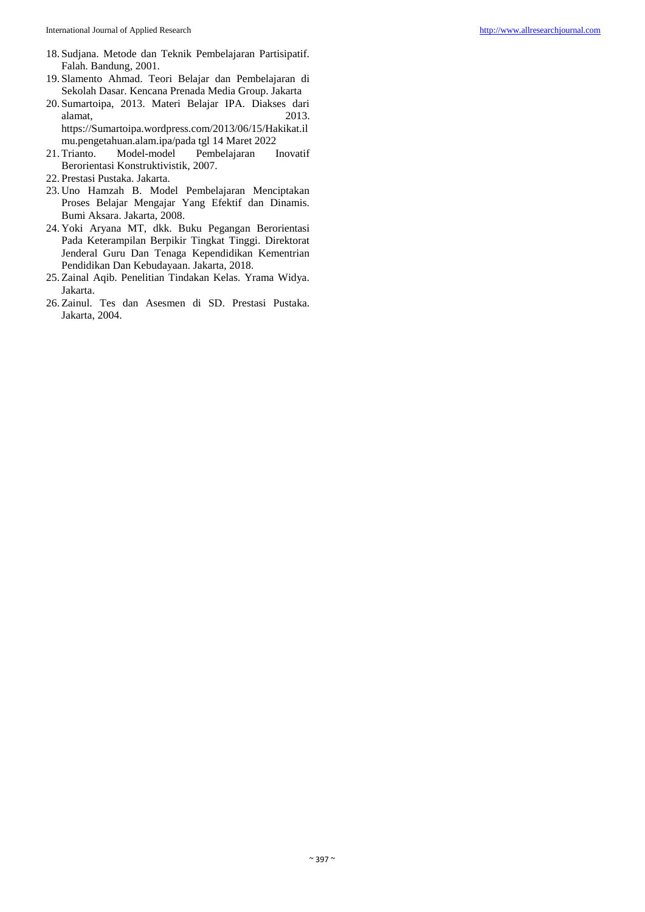18. Sudjana. Metode dan Teknik Pembelajaran Partisipatif. Falah. Bandung, 2001.
19. Slamento Ahmad. Teori Belajar dan Pembelajaran di Sekolah Dasar. Kencana Prenada Media Group. Jakarta
20. Sumartoipa, 2013. Materi Belajar IPA. Diakses dari alamat, 2013. https://Sumartoipa.wordpress.com/2013/06/15/Hakikat.ilmu.pengetahuan.alam.ipa/pada tgl 14 Maret 2022
21. Trianto. Model-model Pembelajaran Inovatif Berorientasi Konstruktivistik, 2007.
22. Prestasi Pustaka. Jakarta.
23. Uno Hamzah B. Model Pembelajaran Menciptakan Proses Belajar Mengajar Yang Efektif dan Dinamis. Bumi Aksara. Jakarta, 2008.
24. Yoki Aryana MT, dkk. Buku Pegangan Berorientasi Pada Keterampilan Berpikir Tingkat Tinggi. Direktorat Jenderal Guru Dan Tenaga Kependidikan Kementrian Pendidikan Dan Kebudayaan. Jakarta, 2018.
25. Zainal Aqib. Penelitian Tindakan Kelas. Yrama Widya. Jakarta.
26. Zainul. Tes dan Asesmen di SD. Prestasi Pustaka. Jakarta, 2004.